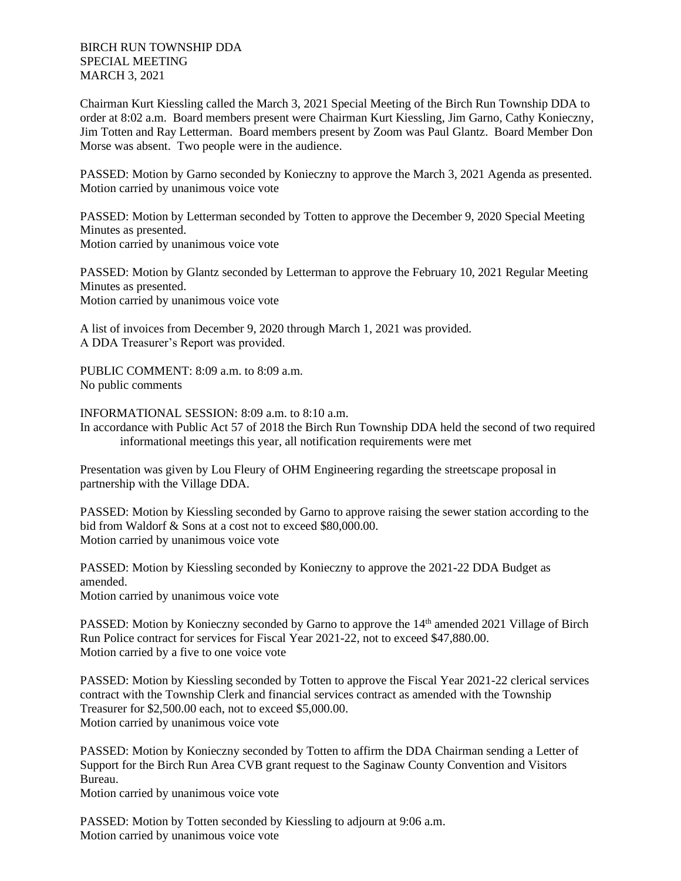BIRCH RUN TOWNSHIP DDA
SPECIAL MEETING
MARCH 3, 2021

Chairman Kurt Kiessling called the March 3, 2021 Special Meeting of the Birch Run Township DDA to order at 8:02 a.m. Board members present were Chairman Kurt Kiessling, Jim Garno, Cathy Konieczny, Jim Totten and Ray Letterman. Board members present by Zoom was Paul Glantz. Board Member Don Morse was absent. Two people were in the audience.

PASSED: Motion by Garno seconded by Konieczny to approve the March 3, 2021 Agenda as presented.
Motion carried by unanimous voice vote

PASSED: Motion by Letterman seconded by Totten to approve the December 9, 2020 Special Meeting Minutes as presented.
Motion carried by unanimous voice vote

PASSED: Motion by Glantz seconded by Letterman to approve the February 10, 2021 Regular Meeting Minutes as presented.
Motion carried by unanimous voice vote

A list of invoices from December 9, 2020 through March 1, 2021 was provided.
A DDA Treasurer's Report was provided.

PUBLIC COMMENT: 8:09 a.m. to 8:09 a.m.
No public comments

INFORMATIONAL SESSION: 8:09 a.m. to 8:10 a.m.
In accordance with Public Act 57 of 2018 the Birch Run Township DDA held the second of two required informational meetings this year, all notification requirements were met

Presentation was given by Lou Fleury of OHM Engineering regarding the streetscape proposal in partnership with the Village DDA.

PASSED: Motion by Kiessling seconded by Garno to approve raising the sewer station according to the bid from Waldorf & Sons at a cost not to exceed $80,000.00.
Motion carried by unanimous voice vote

PASSED: Motion by Kiessling seconded by Konieczny to approve the 2021-22 DDA Budget as amended.
Motion carried by unanimous voice vote

PASSED: Motion by Konieczny seconded by Garno to approve the 14th amended 2021 Village of Birch Run Police contract for services for Fiscal Year 2021-22, not to exceed $47,880.00.
Motion carried by a five to one voice vote

PASSED: Motion by Kiessling seconded by Totten to approve the Fiscal Year 2021-22 clerical services contract with the Township Clerk and financial services contract as amended with the Township Treasurer for $2,500.00 each, not to exceed $5,000.00.
Motion carried by unanimous voice vote

PASSED: Motion by Konieczny seconded by Totten to affirm the DDA Chairman sending a Letter of Support for the Birch Run Area CVB grant request to the Saginaw County Convention and Visitors Bureau.
Motion carried by unanimous voice vote

PASSED: Motion by Totten seconded by Kiessling to adjourn at 9:06 a.m.
Motion carried by unanimous voice vote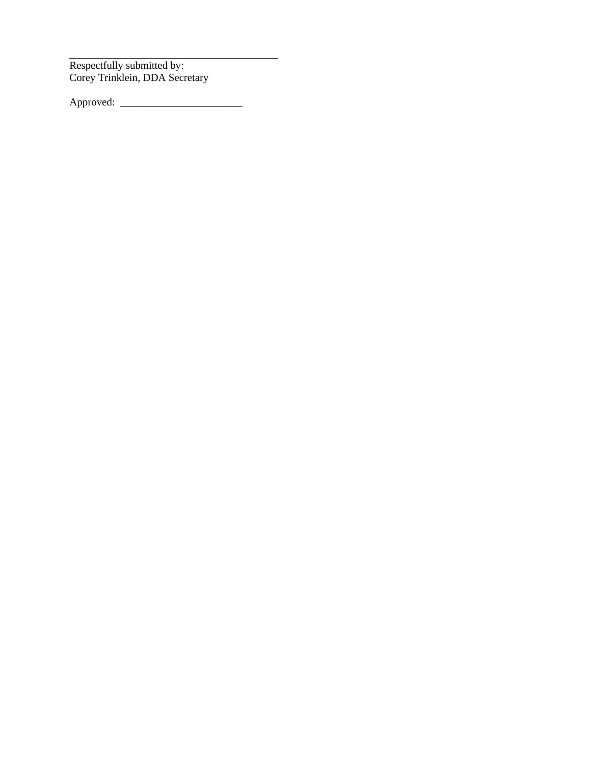\_\_\_\_\_\_\_\_\_\_\_\_\_\_\_\_\_\_\_\_\_\_\_\_\_\_\_\_\_\_\_\_\_\_\_\_\_\_\_\_

Respectfully submitted by:
Corey Trinklein, DDA Secretary

Approved: \_\_\_\_\_\_\_\_\_\_\_\_\_\_\_\_\_\_\_\_\_\_\_